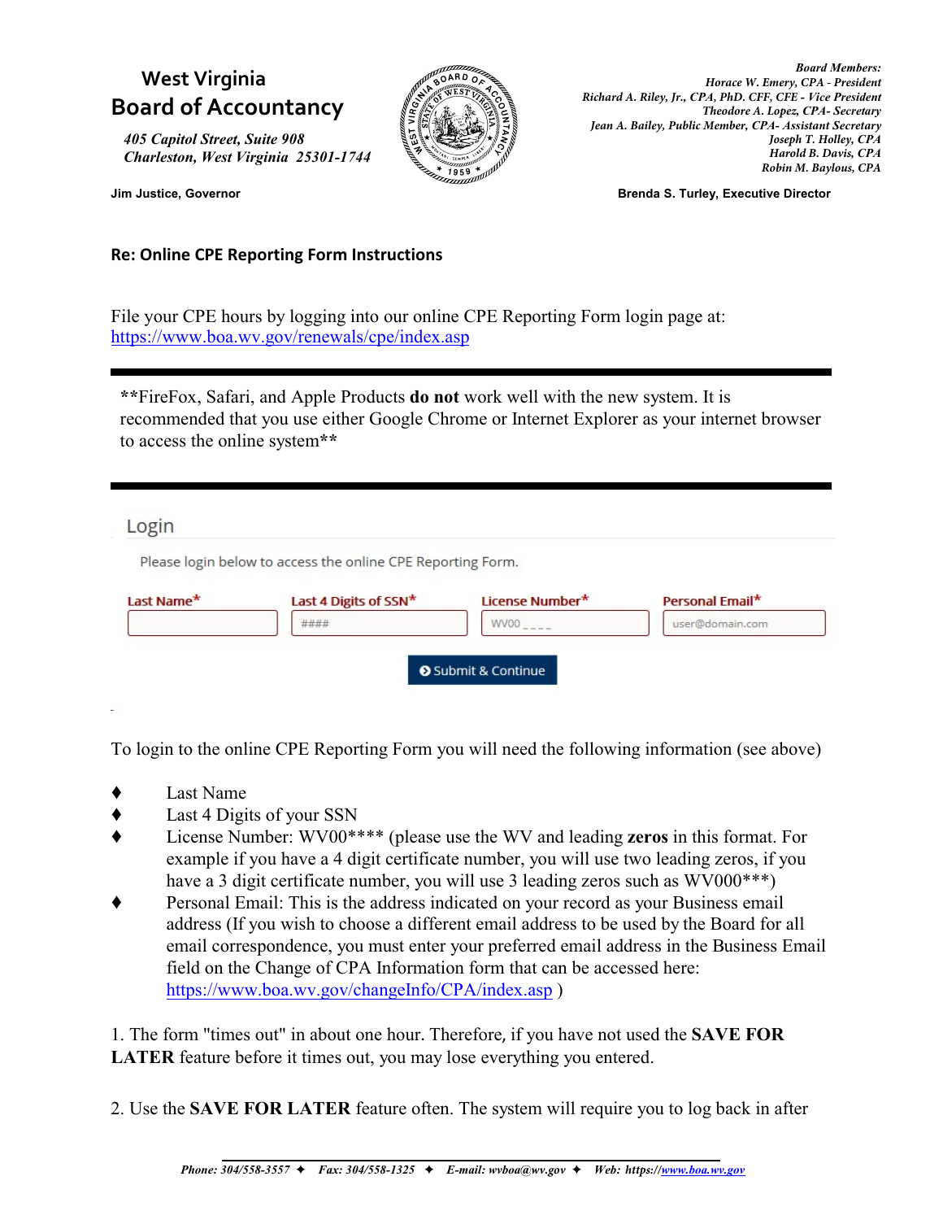# West Virginia Board of Accountancy

*405 Capitol Street, Suite 908*
*Charleston, West Virginia 25301-1744*

**Jim Justice, Governor**

*Board Members:*
*Horace W. Emery, CPA - President*
*Richard A. Riley, Jr., CPA, PhD. CFF, CFE - Vice President*
*Theodore A. Lopez, CPA- Secretary*
*Jean A. Bailey, Public Member, CPA- Assistant Secretary*
*Joseph T. Holley, CPA*
*Harold B. Davis, CPA*
*Robin M. Baylous, CPA*

**Brenda S. Turley, Executive Director**

**Re: Online CPE Reporting Form Instructions**

File your CPE hours by logging into our online CPE Reporting Form login page at: https://www.boa.wv.gov/renewals/cpe/index.asp

---

**FireFox, Safari, and Apple Products **do not** work well with the new system. It is recommended that you use either Google Chrome or Internet Explorer as your internet browser to access the online system**

---

## Login

Please login below to access the online CPE Reporting Form.

| Last Name* | Last 4 Digits of SSN* | License Number* | Personal Email* |
|---|---|---|---|
| | #### | WV00 _ _ _ _ | user@domain.com |

Submit & Continue

To login to the online CPE Reporting Form you will need the following information (see above)

- Last Name
- Last 4 Digits of your SSN
- License Number: WV00**** (please use the WV and leading **zeros** in this format. For example if you have a 4 digit certificate number, you will use two leading zeros, if you have a 3 digit certificate number, you will use 3 leading zeros such as WV000***)
- Personal Email: This is the address indicated on your record as your Business email address (If you wish to choose a different email address to be used by the Board for all email correspondence, you must enter your preferred email address in the Business Email field on the Change of CPA Information form that can be accessed here: https://www.boa.wv.gov/changeInfo/CPA/index.asp )

1. The form "times out" in about one hour. Therefore, if you have not used the **SAVE FOR LATER** feature before it times out, you may lose everything you entered.

2. Use the **SAVE FOR LATER** feature often. The system will require you to log back in after

*Phone: 304/558-3557 ✦ Fax: 304/558-1325 ✦ E-mail: wvboa@wv.gov ✦ Web: https://www.boa.wv.gov*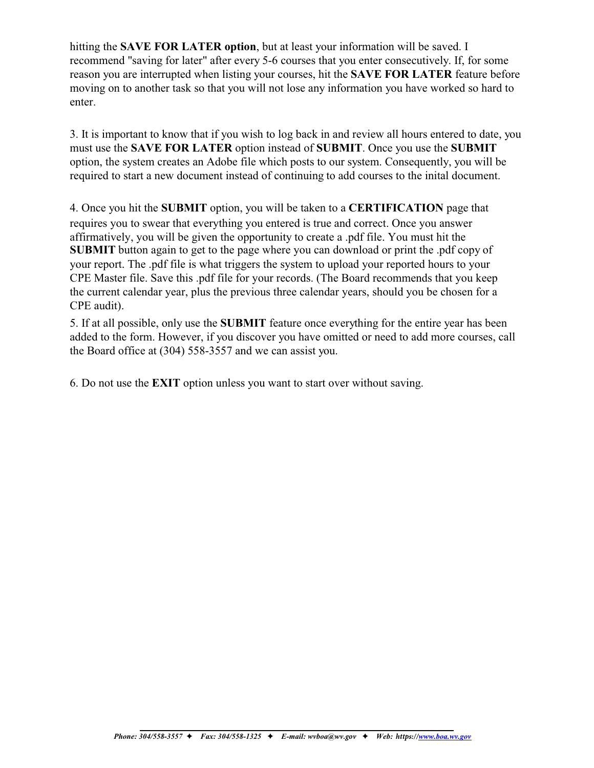hitting the **SAVE FOR LATER option**, but at least your information will be saved. I recommend "saving for later" after every 5-6 courses that you enter consecutively. If, for some reason you are interrupted when listing your courses, hit the **SAVE FOR LATER** feature before moving on to another task so that you will not lose any information you have worked so hard to enter.

3. It is important to know that if you wish to log back in and review all hours entered to date, you must use the **SAVE FOR LATER** option instead of **SUBMIT**. Once you use the **SUBMIT** option, the system creates an Adobe file which posts to our system. Consequently, you will be required to start a new document instead of continuing to add courses to the inital document.

4. Once you hit the **SUBMIT** option, you will be taken to a **CERTIFICATION** page that requires you to swear that everything you entered is true and correct. Once you answer affirmatively, you will be given the opportunity to create a .pdf file. You must hit the **SUBMIT** button again to get to the page where you can download or print the .pdf copy of your report. The .pdf file is what triggers the system to upload your reported hours to your CPE Master file. Save this .pdf file for your records. (The Board recommends that you keep the current calendar year, plus the previous three calendar years, should you be chosen for a CPE audit).

5. If at all possible, only use the **SUBMIT** feature once everything for the entire year has been added to the form. However, if you discover you have omitted or need to add more courses, call the Board office at (304) 558-3557 and we can assist you.

6. Do not use the **EXIT** option unless you want to start over without saving.